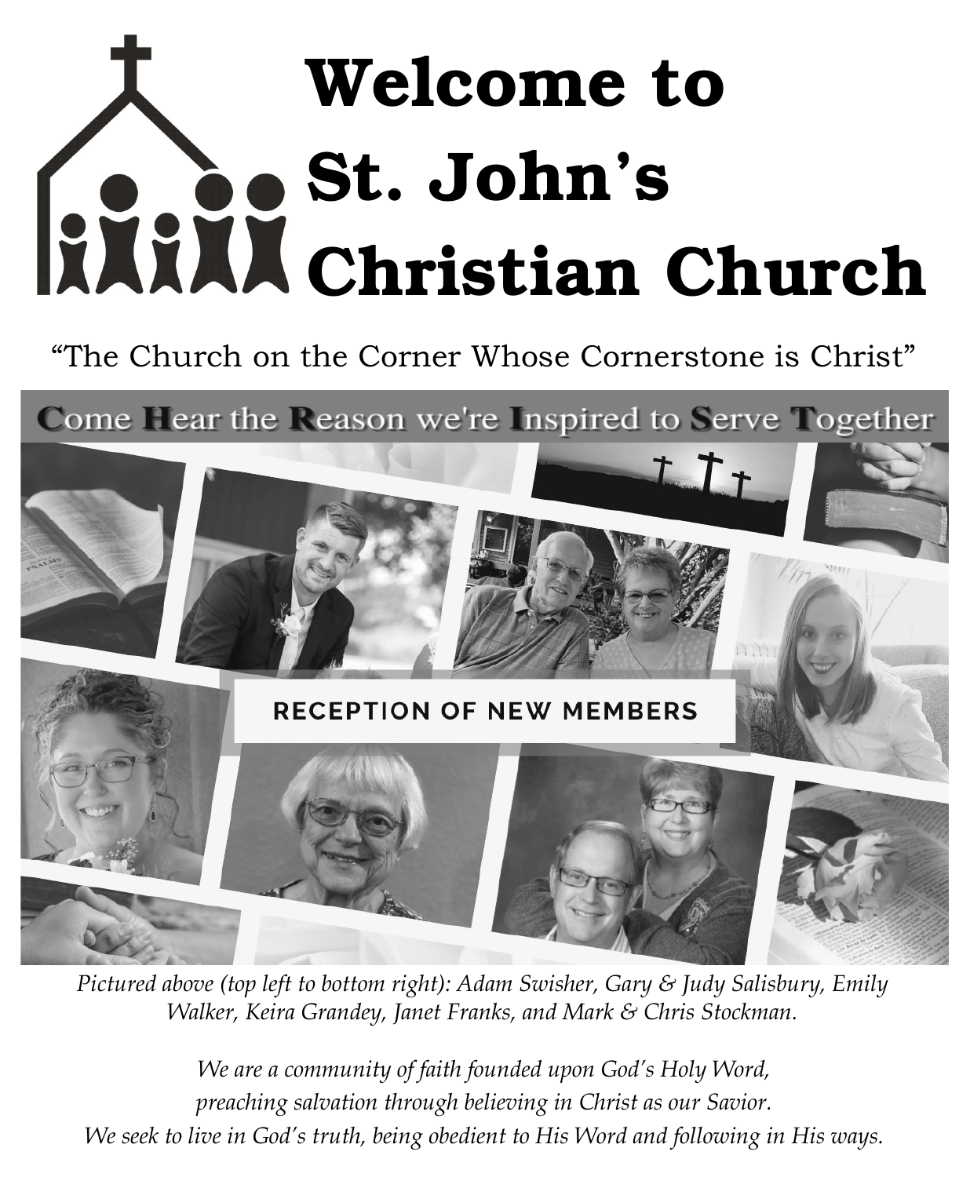# Welcome to St. John's Christian Church

"The Church on the Corner Whose Cornerstone is Christ"

Come Hear the Reason we're Inspired to Serve Together

RECEPTION OF NEW MEMBERS

*Pictured above (top left to bottom right): Adam Swisher, Gary & Judy Salisbury, Emily Walker, Keira Grandey, Janet Franks, and Mark & Chris Stockman.*

*We are a community of faith founded upon God's Holy Word,*
*preaching salvation through believing in Christ as our Savior.*
*We seek to live in God's truth, being obedient to His Word and following in His ways.*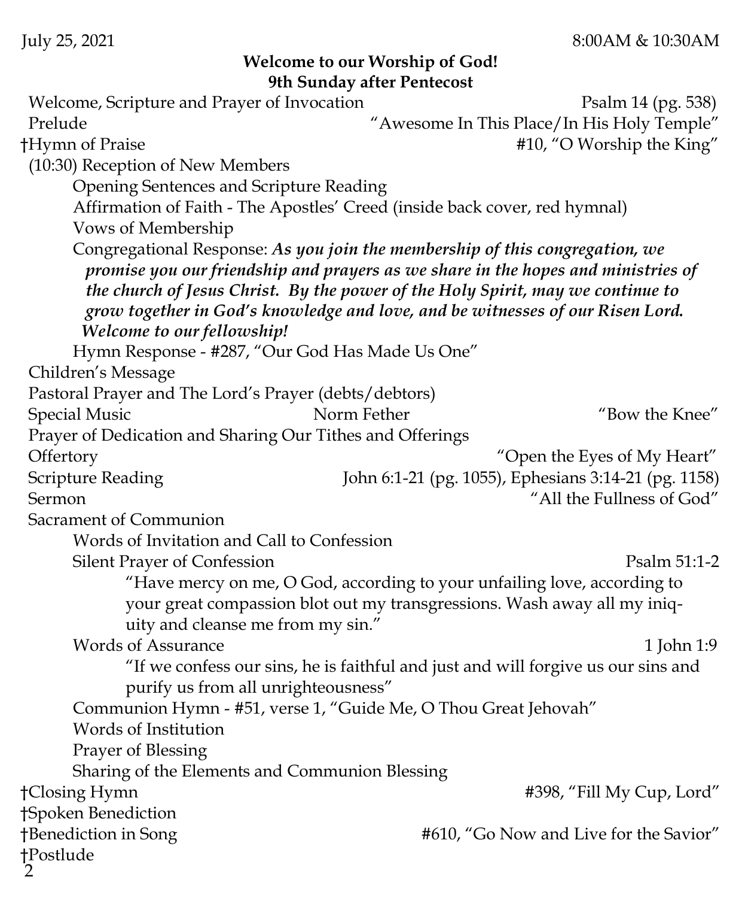July 25, 2021 8:00AM & 10:30AM

**Welcome to our Worship of God!**
**9th Sunday after Pentecost**

Welcome, Scripture and Prayer of Invocation — Psalm 14 (pg. 538)

Prelude — "Awesome In This Place/In His Holy Temple"

†Hymn of Praise — #10, "O Worship the King"

(10:30) Reception of New Members

- Opening Sentences and Scripture Reading
- Affirmation of Faith - The Apostles' Creed (inside back cover, red hymnal)
- Vows of Membership
- Congregational Response: ***As you join the membership of this congregation, we promise you our friendship and prayers as we share in the hopes and ministries of the church of Jesus Christ. By the power of the Holy Spirit, may we continue to grow together in God's knowledge and love, and be witnesses of our Risen Lord. Welcome to our fellowship!***
- Hymn Response - #287, "Our God Has Made Us One"

Children's Message

Pastoral Prayer and The Lord's Prayer (debts/debtors)

Special Music — Norm Fether — "Bow the Knee"

Prayer of Dedication and Sharing Our Tithes and Offerings

Offertory — "Open the Eyes of My Heart"

Scripture Reading — John 6:1-21 (pg. 1055), Ephesians 3:14-21 (pg. 1158)

Sermon — "All the Fullness of God"

Sacrament of Communion

- Words of Invitation and Call to Confession
- Silent Prayer of Confession — Psalm 51:1-2
  - "Have mercy on me, O God, according to your unfailing love, according to your great compassion blot out my transgressions. Wash away all my iniquity and cleanse me from my sin."
- Words of Assurance — 1 John 1:9
  - "If we confess our sins, he is faithful and just and will forgive us our sins and purify us from all unrighteousness"
- Communion Hymn - #51, verse 1, "Guide Me, O Thou Great Jehovah"
- Words of Institution
- Prayer of Blessing
- Sharing of the Elements and Communion Blessing

†Closing Hymn — #398, "Fill My Cup, Lord"

†Spoken Benediction

†Benediction in Song — #610, "Go Now and Live for the Savior"

†Postlude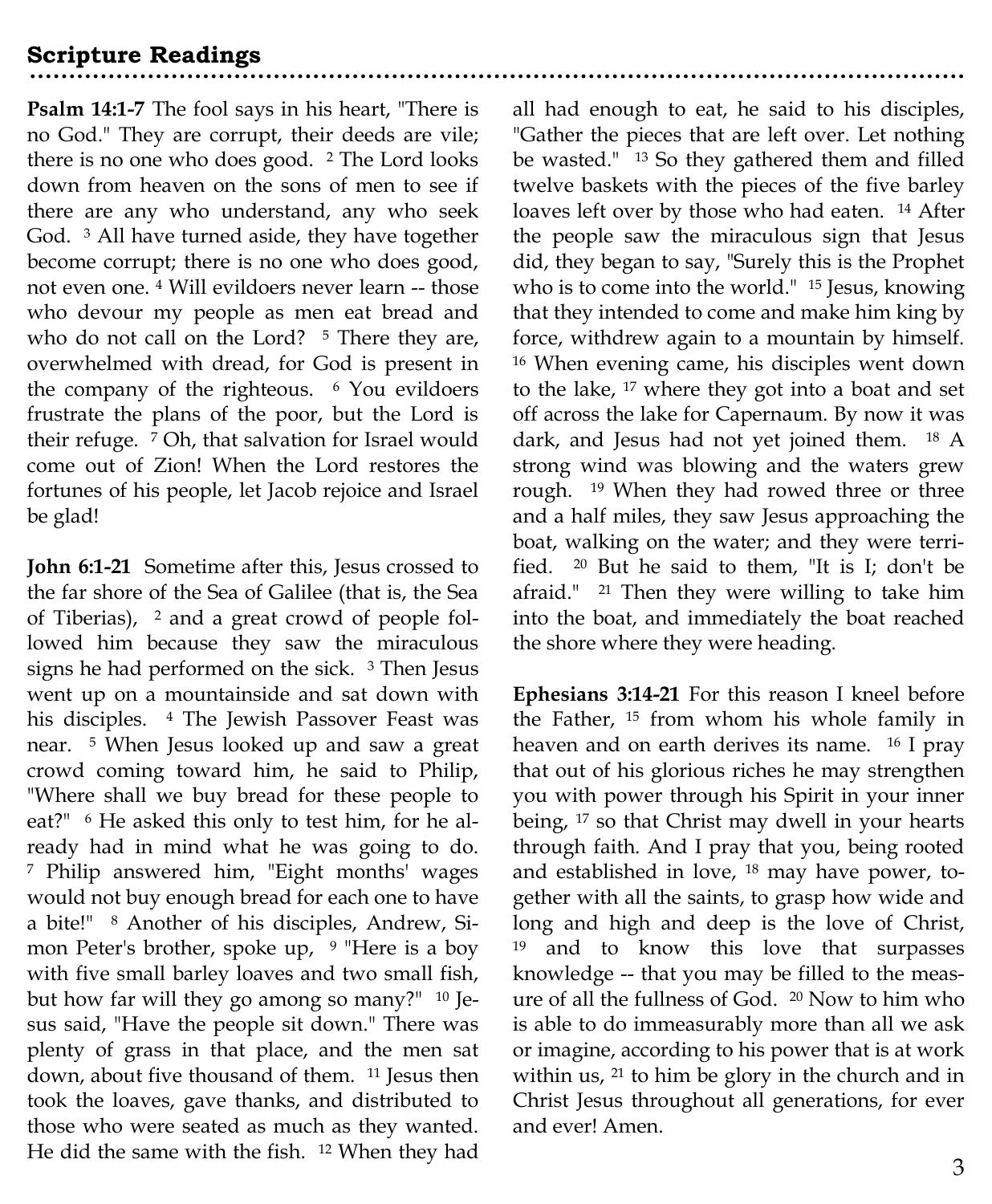## Scripture Readings

**Psalm 14:1-7** The fool says in his heart, "There is no God." They are corrupt, their deeds are vile; there is no one who does good. [2] The Lord looks down from heaven on the sons of men to see if there are any who understand, any who seek God. [3] All have turned aside, they have together become corrupt; there is no one who does good, not even one. [4] Will evildoers never learn -- those who devour my people as men eat bread and who do not call on the Lord? [5] There they are, overwhelmed with dread, for God is present in the company of the righteous. [6] You evildoers frustrate the plans of the poor, but the Lord is their refuge. [7] Oh, that salvation for Israel would come out of Zion! When the Lord restores the fortunes of his people, let Jacob rejoice and Israel be glad!

**John 6:1-21** Sometime after this, Jesus crossed to the far shore of the Sea of Galilee (that is, the Sea of Tiberias), [2] and a great crowd of people followed him because they saw the miraculous signs he had performed on the sick. [3] Then Jesus went up on a mountainside and sat down with his disciples. [4] The Jewish Passover Feast was near. [5] When Jesus looked up and saw a great crowd coming toward him, he said to Philip, "Where shall we buy bread for these people to eat?" [6] He asked this only to test him, for he already had in mind what he was going to do. [7] Philip answered him, "Eight months' wages would not buy enough bread for each one to have a bite!" [8] Another of his disciples, Andrew, Simon Peter's brother, spoke up, [9] "Here is a boy with five small barley loaves and two small fish, but how far will they go among so many?" [10] Jesus said, "Have the people sit down." There was plenty of grass in that place, and the men sat down, about five thousand of them. [11] Jesus then took the loaves, gave thanks, and distributed to those who were seated as much as they wanted. He did the same with the fish. [12] When they had all had enough to eat, he said to his disciples, "Gather the pieces that are left over. Let nothing be wasted." [13] So they gathered them and filled twelve baskets with the pieces of the five barley loaves left over by those who had eaten. [14] After the people saw the miraculous sign that Jesus did, they began to say, "Surely this is the Prophet who is to come into the world." [15] Jesus, knowing that they intended to come and make him king by force, withdrew again to a mountain by himself. [16] When evening came, his disciples went down to the lake, [17] where they got into a boat and set off across the lake for Capernaum. By now it was dark, and Jesus had not yet joined them. [18] A strong wind was blowing and the waters grew rough. [19] When they had rowed three or three and a half miles, they saw Jesus approaching the boat, walking on the water; and they were terrified. [20] But he said to them, "It is I; don't be afraid." [21] Then they were willing to take him into the boat, and immediately the boat reached the shore where they were heading.

**Ephesians 3:14-21** For this reason I kneel before the Father, [15] from whom his whole family in heaven and on earth derives its name. [16] I pray that out of his glorious riches he may strengthen you with power through his Spirit in your inner being, [17] so that Christ may dwell in your hearts through faith. And I pray that you, being rooted and established in love, [18] may have power, together with all the saints, to grasp how wide and long and high and deep is the love of Christ, [19] and to know this love that surpasses knowledge -- that you may be filled to the measure of all the fullness of God. [20] Now to him who is able to do immeasurably more than all we ask or imagine, according to his power that is at work within us, [21] to him be glory in the church and in Christ Jesus throughout all generations, for ever and ever! Amen.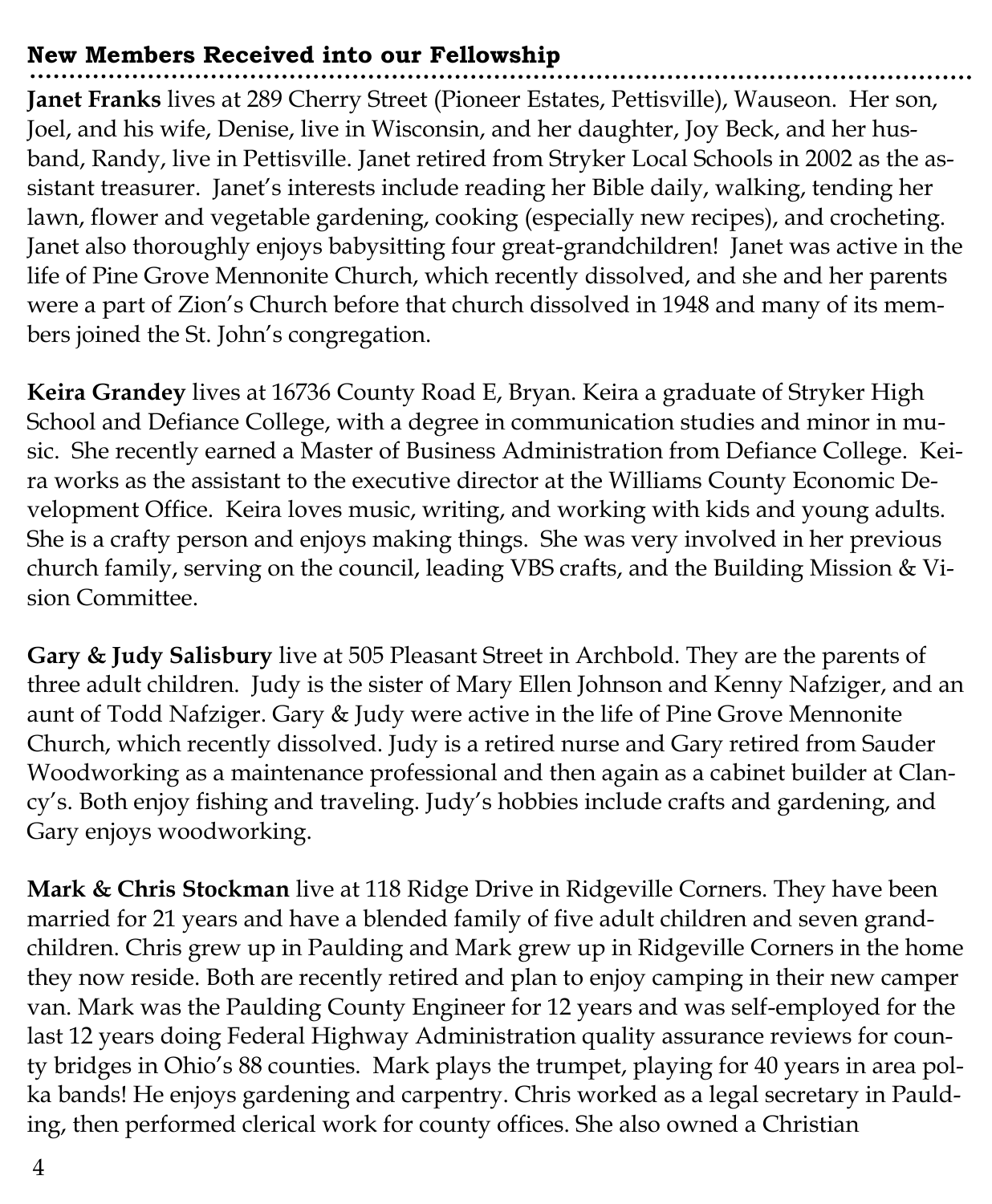## New Members Received into our Fellowship

**Janet Franks** lives at 289 Cherry Street (Pioneer Estates, Pettisville), Wauseon. Her son, Joel, and his wife, Denise, live in Wisconsin, and her daughter, Joy Beck, and her husband, Randy, live in Pettisville. Janet retired from Stryker Local Schools in 2002 as the assistant treasurer. Janet's interests include reading her Bible daily, walking, tending her lawn, flower and vegetable gardening, cooking (especially new recipes), and crocheting. Janet also thoroughly enjoys babysitting four great-grandchildren! Janet was active in the life of Pine Grove Mennonite Church, which recently dissolved, and she and her parents were a part of Zion's Church before that church dissolved in 1948 and many of its members joined the St. John's congregation.

**Keira Grandey** lives at 16736 County Road E, Bryan. Keira a graduate of Stryker High School and Defiance College, with a degree in communication studies and minor in music. She recently earned a Master of Business Administration from Defiance College. Keira works as the assistant to the executive director at the Williams County Economic Development Office. Keira loves music, writing, and working with kids and young adults. She is a crafty person and enjoys making things. She was very involved in her previous church family, serving on the council, leading VBS crafts, and the Building Mission & Vision Committee.

**Gary & Judy Salisbury** live at 505 Pleasant Street in Archbold. They are the parents of three adult children. Judy is the sister of Mary Ellen Johnson and Kenny Nafziger, and an aunt of Todd Nafziger. Gary & Judy were active in the life of Pine Grove Mennonite Church, which recently dissolved. Judy is a retired nurse and Gary retired from Sauder Woodworking as a maintenance professional and then again as a cabinet builder at Clancy's. Both enjoy fishing and traveling. Judy's hobbies include crafts and gardening, and Gary enjoys woodworking.

**Mark & Chris Stockman** live at 118 Ridge Drive in Ridgeville Corners. They have been married for 21 years and have a blended family of five adult children and seven grandchildren. Chris grew up in Paulding and Mark grew up in Ridgeville Corners in the home they now reside. Both are recently retired and plan to enjoy camping in their new camper van. Mark was the Paulding County Engineer for 12 years and was self-employed for the last 12 years doing Federal Highway Administration quality assurance reviews for county bridges in Ohio's 88 counties. Mark plays the trumpet, playing for 40 years in area polka bands! He enjoys gardening and carpentry. Chris worked as a legal secretary in Paulding, then performed clerical work for county offices. She also owned a Christian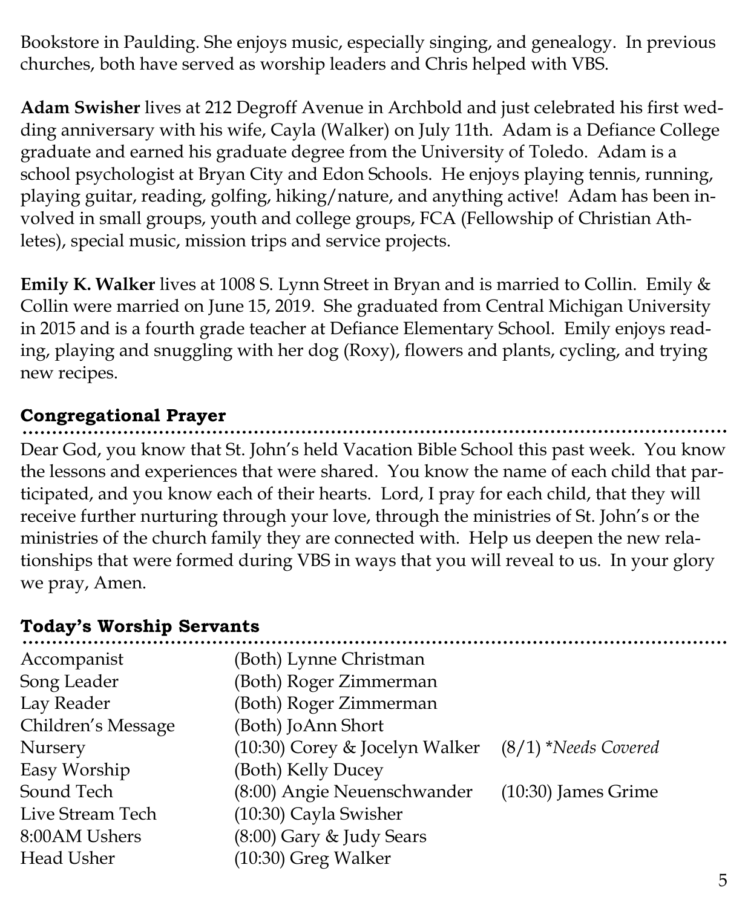Bookstore in Paulding. She enjoys music, especially singing, and genealogy. In previous churches, both have served as worship leaders and Chris helped with VBS.

**Adam Swisher** lives at 212 Degroff Avenue in Archbold and just celebrated his first wedding anniversary with his wife, Cayla (Walker) on July 11th. Adam is a Defiance College graduate and earned his graduate degree from the University of Toledo. Adam is a school psychologist at Bryan City and Edon Schools. He enjoys playing tennis, running, playing guitar, reading, golfing, hiking/nature, and anything active! Adam has been involved in small groups, youth and college groups, FCA (Fellowship of Christian Athletes), special music, mission trips and service projects.

**Emily K. Walker** lives at 1008 S. Lynn Street in Bryan and is married to Collin. Emily & Collin were married on June 15, 2019. She graduated from Central Michigan University in 2015 and is a fourth grade teacher at Defiance Elementary School. Emily enjoys reading, playing and snuggling with her dog (Roxy), flowers and plants, cycling, and trying new recipes.

## Congregational Prayer

Dear God, you know that St. John's held Vacation Bible School this past week. You know the lessons and experiences that were shared. You know the name of each child that participated, and you know each of their hearts. Lord, I pray for each child, that they will receive further nurturing through your love, through the ministries of St. John's or the ministries of the church family they are connected with. Help us deepen the new relationships that were formed during VBS in ways that you will reveal to us. In your glory we pray, Amen.

## Today's Worship Servants

| | | |
|---|---|---|
| Accompanist | (Both) Lynne Christman | |
| Song Leader | (Both) Roger Zimmerman | |
| Lay Reader | (Both) Roger Zimmerman | |
| Children's Message | (Both) JoAnn Short | |
| Nursery | (10:30) Corey & Jocelyn Walker | (8/1) **Needs Covered* |
| Easy Worship | (Both) Kelly Ducey | |
| Sound Tech | (8:00) Angie Neuenschwander | (10:30) James Grime |
| Live Stream Tech | (10:30) Cayla Swisher | |
| 8:00AM Ushers | (8:00) Gary & Judy Sears | |
| Head Usher | (10:30) Greg Walker | |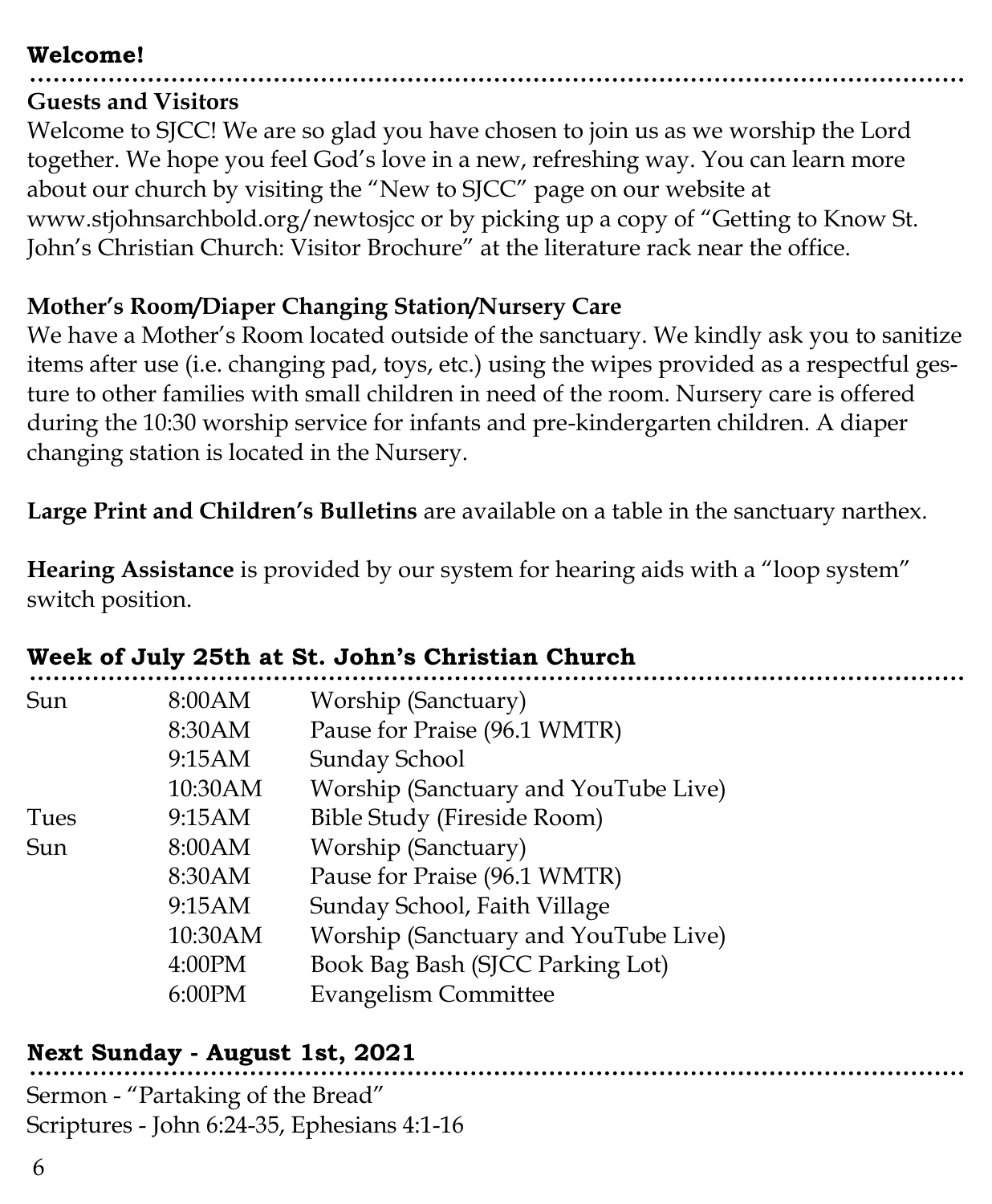## Welcome!

### Guests and Visitors

Welcome to SJCC! We are so glad you have chosen to join us as we worship the Lord together. We hope you feel God's love in a new, refreshing way. You can learn more about our church by visiting the "New to SJCC" page on our website at www.stjohnsarchbold.org/newtosjcc or by picking up a copy of "Getting to Know St. John's Christian Church: Visitor Brochure" at the literature rack near the office.

### Mother's Room/Diaper Changing Station/Nursery Care

We have a Mother's Room located outside of the sanctuary. We kindly ask you to sanitize items after use (i.e. changing pad, toys, etc.) using the wipes provided as a respectful gesture to other families with small children in need of the room. Nursery care is offered during the 10:30 worship service for infants and pre-kindergarten children. A diaper changing station is located in the Nursery.

**Large Print and Children's Bulletins** are available on a table in the sanctuary narthex.

**Hearing Assistance** is provided by our system for hearing aids with a "loop system" switch position.

## Week of July 25th at St. John's Christian Church

| | | |
|---|---|---|
| Sun | 8:00AM | Worship (Sanctuary) |
| | 8:30AM | Pause for Praise (96.1 WMTR) |
| | 9:15AM | Sunday School |
| | 10:30AM | Worship (Sanctuary and YouTube Live) |
| Tues | 9:15AM | Bible Study (Fireside Room) |
| Sun | 8:00AM | Worship (Sanctuary) |
| | 8:30AM | Pause for Praise (96.1 WMTR) |
| | 9:15AM | Sunday School, Faith Village |
| | 10:30AM | Worship (Sanctuary and YouTube Live) |
| | 4:00PM | Book Bag Bash (SJCC Parking Lot) |
| | 6:00PM | Evangelism Committee |

## Next Sunday - August 1st, 2021

Sermon - "Partaking of the Bread"
Scriptures - John 6:24-35, Ephesians 4:1-16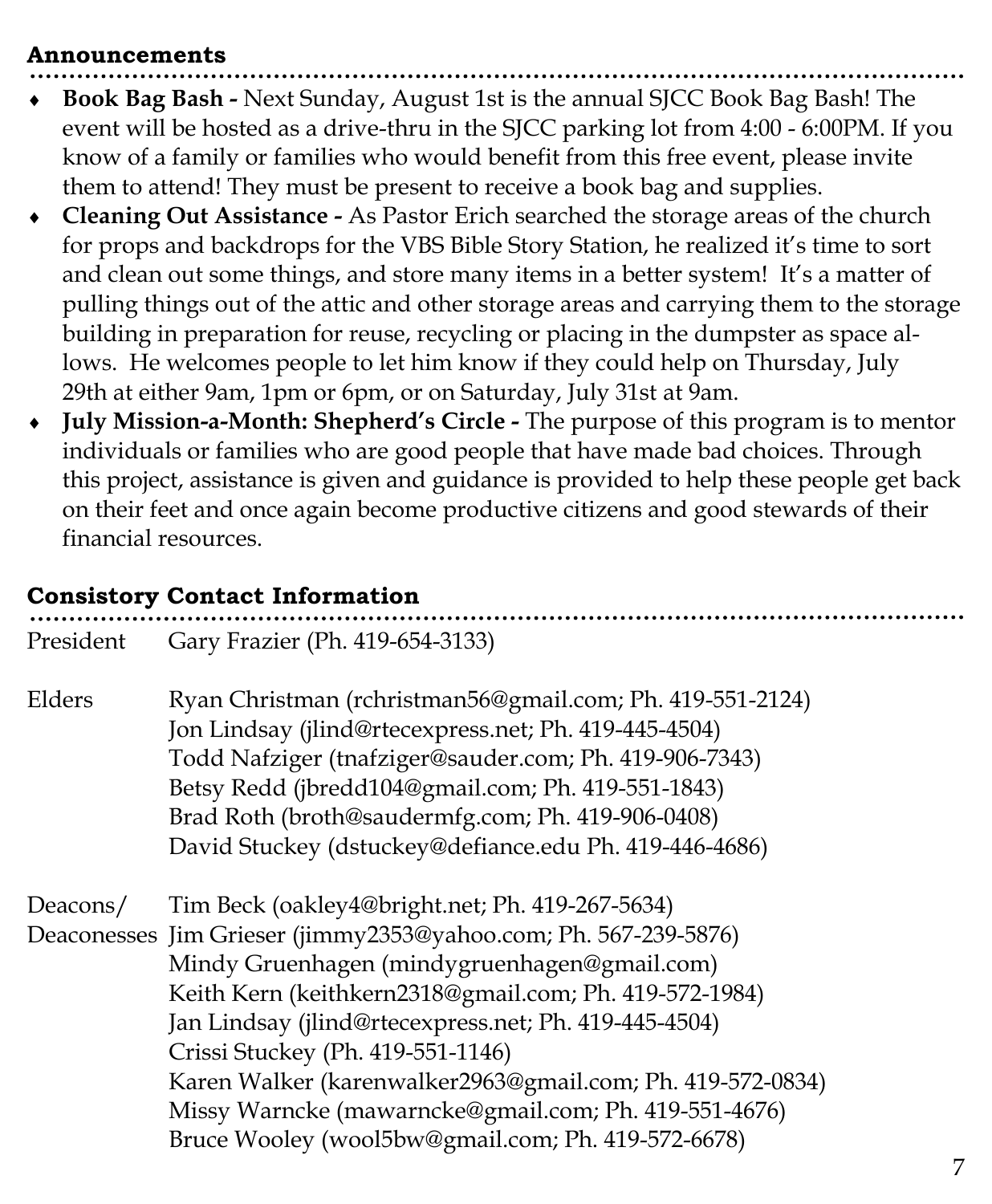## Announcements

- **Book Bag Bash -** Next Sunday, August 1st is the annual SJCC Book Bag Bash! The event will be hosted as a drive-thru in the SJCC parking lot from 4:00 - 6:00PM. If you know of a family or families who would benefit from this free event, please invite them to attend! They must be present to receive a book bag and supplies.
- **Cleaning Out Assistance -** As Pastor Erich searched the storage areas of the church for props and backdrops for the VBS Bible Story Station, he realized it's time to sort and clean out some things, and store many items in a better system! It's a matter of pulling things out of the attic and other storage areas and carrying them to the storage building in preparation for reuse, recycling or placing in the dumpster as space allows. He welcomes people to let him know if they could help on Thursday, July 29th at either 9am, 1pm or 6pm, or on Saturday, July 31st at 9am.
- **July Mission-a-Month: Shepherd's Circle -** The purpose of this program is to mentor individuals or families who are good people that have made bad choices. Through this project, assistance is given and guidance is provided to help these people get back on their feet and once again become productive citizens and good stewards of their financial resources.

## Consistory Contact Information

| | |
|---|---|
| President | Gary Frazier (Ph. 419-654-3133) |
| Elders | Ryan Christman (rchristman56@gmail.com; Ph. 419-551-2124) |
| | Jon Lindsay (jlind@rtecexpress.net; Ph. 419-445-4504) |
| | Todd Nafziger (tnafziger@sauder.com; Ph. 419-906-7343) |
| | Betsy Redd (jbredd104@gmail.com; Ph. 419-551-1843) |
| | Brad Roth (broth@saudermfg.com; Ph. 419-906-0408) |
| | David Stuckey (dstuckey@defiance.edu Ph. 419-446-4686) |
| Deacons/ Deaconesses | Tim Beck (oakley4@bright.net; Ph. 419-267-5634) |
| | Jim Grieser (jimmy2353@yahoo.com; Ph. 567-239-5876) |
| | Mindy Gruenhagen (mindygruenhagen@gmail.com) |
| | Keith Kern (keithkern2318@gmail.com; Ph. 419-572-1984) |
| | Jan Lindsay (jlind@rtecexpress.net; Ph. 419-445-4504) |
| | Crissi Stuckey (Ph. 419-551-1146) |
| | Karen Walker (karenwalker2963@gmail.com; Ph. 419-572-0834) |
| | Missy Warncke (mawarncke@gmail.com; Ph. 419-551-4676) |
| | Bruce Wooley (wool5bw@gmail.com; Ph. 419-572-6678) |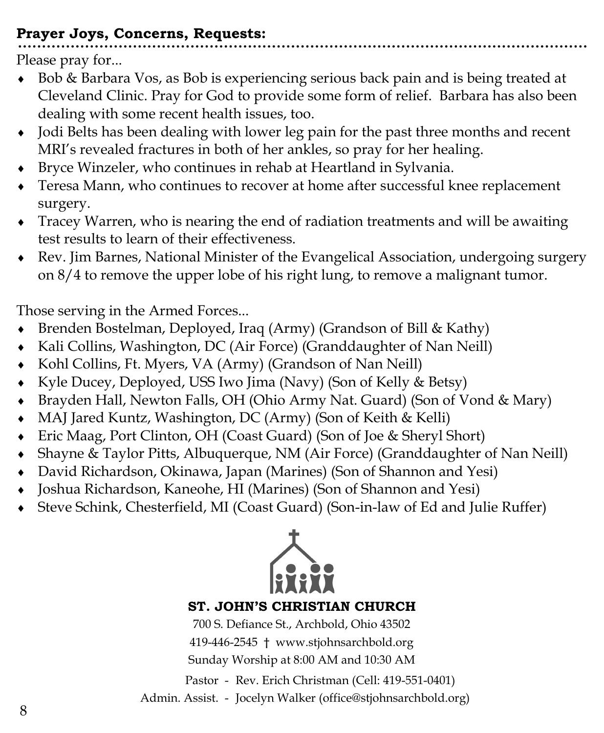**Prayer Joys, Concerns, Requests:**

Please pray for...

- Bob & Barbara Vos, as Bob is experiencing serious back pain and is being treated at Cleveland Clinic. Pray for God to provide some form of relief. Barbara has also been dealing with some recent health issues, too.
- Jodi Belts has been dealing with lower leg pain for the past three months and recent MRI's revealed fractures in both of her ankles, so pray for her healing.
- Bryce Winzeler, who continues in rehab at Heartland in Sylvania.
- Teresa Mann, who continues to recover at home after successful knee replacement surgery.
- Tracey Warren, who is nearing the end of radiation treatments and will be awaiting test results to learn of their effectiveness.
- Rev. Jim Barnes, National Minister of the Evangelical Association, undergoing surgery on 8/4 to remove the upper lobe of his right lung, to remove a malignant tumor.

Those serving in the Armed Forces...

- Brenden Bostelman, Deployed, Iraq (Army) (Grandson of Bill & Kathy)
- Kali Collins, Washington, DC (Air Force) (Granddaughter of Nan Neill)
- Kohl Collins, Ft. Myers, VA (Army) (Grandson of Nan Neill)
- Kyle Ducey, Deployed, USS Iwo Jima (Navy) (Son of Kelly & Betsy)
- Brayden Hall, Newton Falls, OH (Ohio Army Nat. Guard) (Son of Vond & Mary)
- MAJ Jared Kuntz, Washington, DC (Army) (Son of Keith & Kelli)
- Eric Maag, Port Clinton, OH (Coast Guard) (Son of Joe & Sheryl Short)
- Shayne & Taylor Pitts, Albuquerque, NM (Air Force) (Granddaughter of Nan Neill)
- David Richardson, Okinawa, Japan (Marines) (Son of Shannon and Yesi)
- Joshua Richardson, Kaneohe, HI (Marines) (Son of Shannon and Yesi)
- Steve Schink, Chesterfield, MI (Coast Guard) (Son-in-law of Ed and Julie Ruffer)

**ST. JOHN'S CHRISTIAN CHURCH**

700 S. Defiance St., Archbold, Ohio 43502

419-446-2545 † www.stjohnsarchbold.org

Sunday Worship at 8:00 AM and 10:30 AM

Pastor - Rev. Erich Christman (Cell: 419-551-0401)

Admin. Assist. - Jocelyn Walker (office@stjohnsarchbold.org)